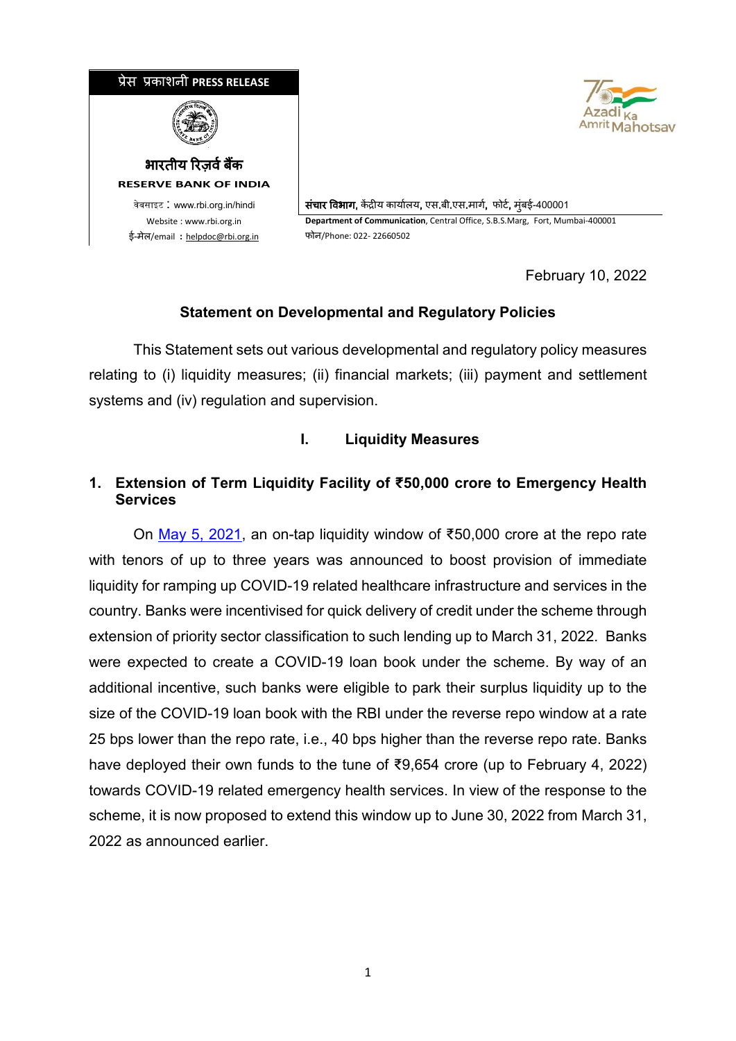प्रेस प्रकाशनी PRESS RELEASE

भारतीय रिज़र्व बैंक

RESERVE BANK OF INDIA

वेबसाइट : www.rbi.org.in/hindi

Website : www.rbi.org.in

ई-मेल/email : helpdoc@rbi.org.in

संचार विभाग, केंद्रीय कार्यालय, एस.बी.एस.मार्ग, फोर्ट, मुंबई-400001

**Department of Communication**, Central Office, S.B.S.Marg, Fort, Mumbai-400001

फोन/Phone: 022- 22660502

February 10, 2022

## Statement on Developmental and Regulatory Policies

This Statement sets out various developmental and regulatory policy measures relating to (i) liquidity measures; (ii) financial markets; (iii) payment and settlement systems and (iv) regulation and supervision.

## I. Liquidity Measures

### 1. Extension of Term Liquidity Facility of ₹50,000 crore to Emergency Health Services

On May 5, 2021, an on-tap liquidity window of ₹50,000 crore at the repo rate with tenors of up to three years was announced to boost provision of immediate liquidity for ramping up COVID-19 related healthcare infrastructure and services in the country. Banks were incentivised for quick delivery of credit under the scheme through extension of priority sector classification to such lending up to March 31, 2022. Banks were expected to create a COVID-19 loan book under the scheme. By way of an additional incentive, such banks were eligible to park their surplus liquidity up to the size of the COVID-19 loan book with the RBI under the reverse repo window at a rate 25 bps lower than the repo rate, i.e., 40 bps higher than the reverse repo rate. Banks have deployed their own funds to the tune of ₹9,654 crore (up to February 4, 2022) towards COVID-19 related emergency health services. In view of the response to the scheme, it is now proposed to extend this window up to June 30, 2022 from March 31, 2022 as announced earlier.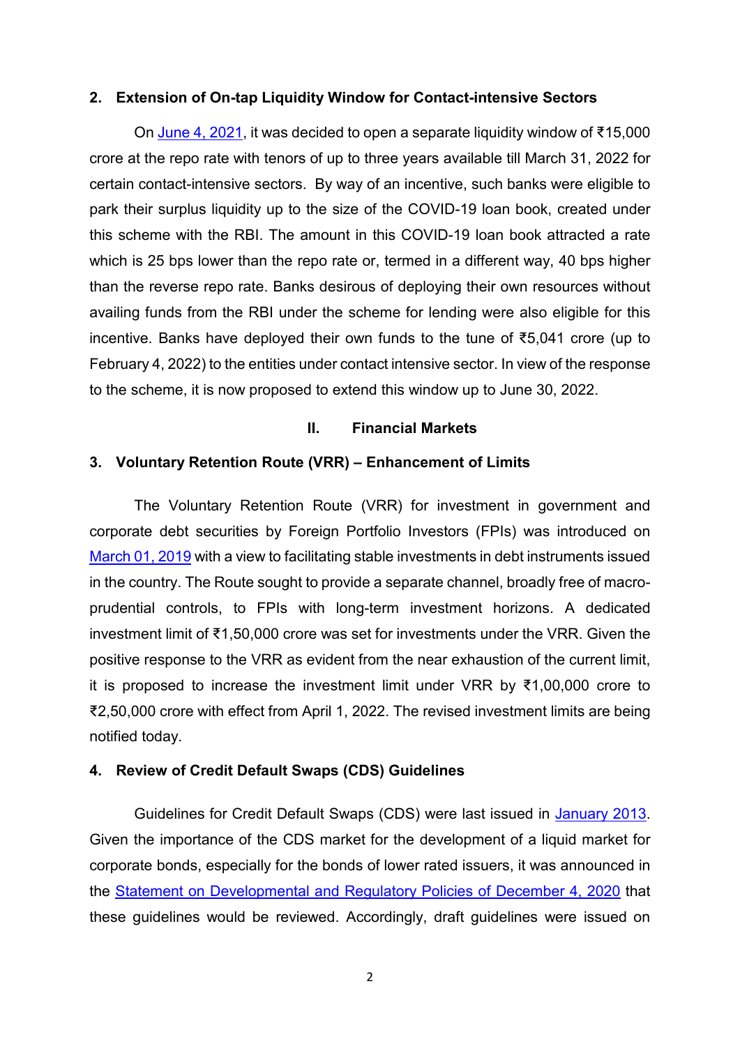**2. Extension of On-tap Liquidity Window for Contact-intensive Sectors**

On June 4, 2021, it was decided to open a separate liquidity window of ₹15,000 crore at the repo rate with tenors of up to three years available till March 31, 2022 for certain contact-intensive sectors. By way of an incentive, such banks were eligible to park their surplus liquidity up to the size of the COVID-19 loan book, created under this scheme with the RBI. The amount in this COVID-19 loan book attracted a rate which is 25 bps lower than the repo rate or, termed in a different way, 40 bps higher than the reverse repo rate. Banks desirous of deploying their own resources without availing funds from the RBI under the scheme for lending were also eligible for this incentive. Banks have deployed their own funds to the tune of ₹5,041 crore (up to February 4, 2022) to the entities under contact intensive sector. In view of the response to the scheme, it is now proposed to extend this window up to June 30, 2022.

## II. Financial Markets

**3. Voluntary Retention Route (VRR) – Enhancement of Limits**

The Voluntary Retention Route (VRR) for investment in government and corporate debt securities by Foreign Portfolio Investors (FPIs) was introduced on March 01, 2019 with a view to facilitating stable investments in debt instruments issued in the country. The Route sought to provide a separate channel, broadly free of macro-prudential controls, to FPIs with long-term investment horizons. A dedicated investment limit of ₹1,50,000 crore was set for investments under the VRR. Given the positive response to the VRR as evident from the near exhaustion of the current limit, it is proposed to increase the investment limit under VRR by ₹1,00,000 crore to ₹2,50,000 crore with effect from April 1, 2022. The revised investment limits are being notified today.

**4. Review of Credit Default Swaps (CDS) Guidelines**

Guidelines for Credit Default Swaps (CDS) were last issued in January 2013. Given the importance of the CDS market for the development of a liquid market for corporate bonds, especially for the bonds of lower rated issuers, it was announced in the Statement on Developmental and Regulatory Policies of December 4, 2020 that these guidelines would be reviewed. Accordingly, draft guidelines were issued on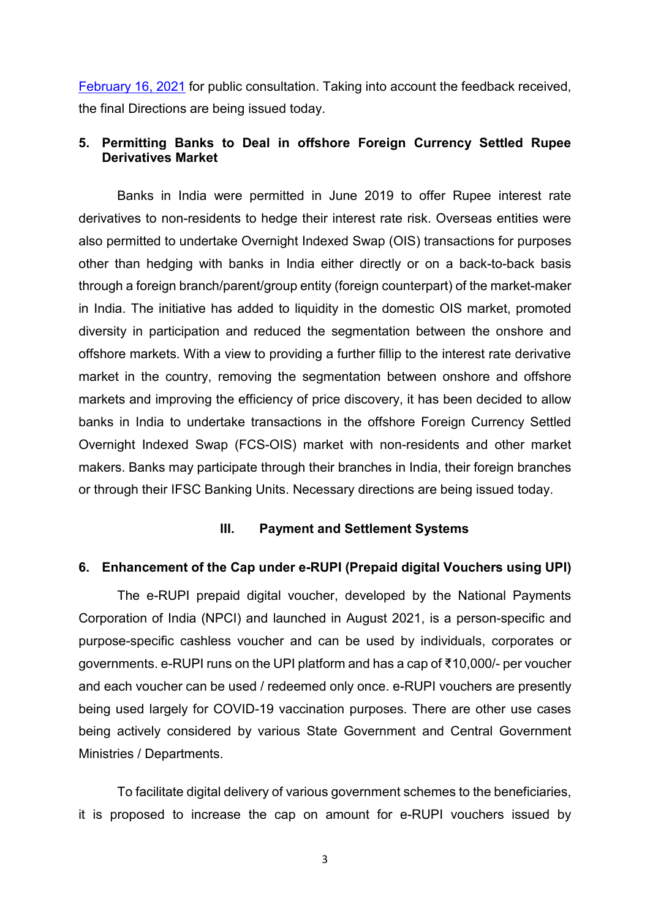[February 16, 2021](#) for public consultation. Taking into account the feedback received, the final Directions are being issued today.

### 5. Permitting Banks to Deal in offshore Foreign Currency Settled Rupee Derivatives Market

Banks in India were permitted in June 2019 to offer Rupee interest rate derivatives to non-residents to hedge their interest rate risk. Overseas entities were also permitted to undertake Overnight Indexed Swap (OIS) transactions for purposes other than hedging with banks in India either directly or on a back-to-back basis through a foreign branch/parent/group entity (foreign counterpart) of the market-maker in India. The initiative has added to liquidity in the domestic OIS market, promoted diversity in participation and reduced the segmentation between the onshore and offshore markets. With a view to providing a further fillip to the interest rate derivative market in the country, removing the segmentation between onshore and offshore markets and improving the efficiency of price discovery, it has been decided to allow banks in India to undertake transactions in the offshore Foreign Currency Settled Overnight Indexed Swap (FCS-OIS) market with non-residents and other market makers. Banks may participate through their branches in India, their foreign branches or through their IFSC Banking Units. Necessary directions are being issued today.

## III. Payment and Settlement Systems

### 6. Enhancement of the Cap under e-RUPI (Prepaid digital Vouchers using UPI)

The e-RUPI prepaid digital voucher, developed by the National Payments Corporation of India (NPCI) and launched in August 2021, is a person-specific and purpose-specific cashless voucher and can be used by individuals, corporates or governments. e-RUPI runs on the UPI platform and has a cap of ₹10,000/- per voucher and each voucher can be used / redeemed only once. e-RUPI vouchers are presently being used largely for COVID-19 vaccination purposes. There are other use cases being actively considered by various State Government and Central Government Ministries / Departments.

To facilitate digital delivery of various government schemes to the beneficiaries, it is proposed to increase the cap on amount for e-RUPI vouchers issued by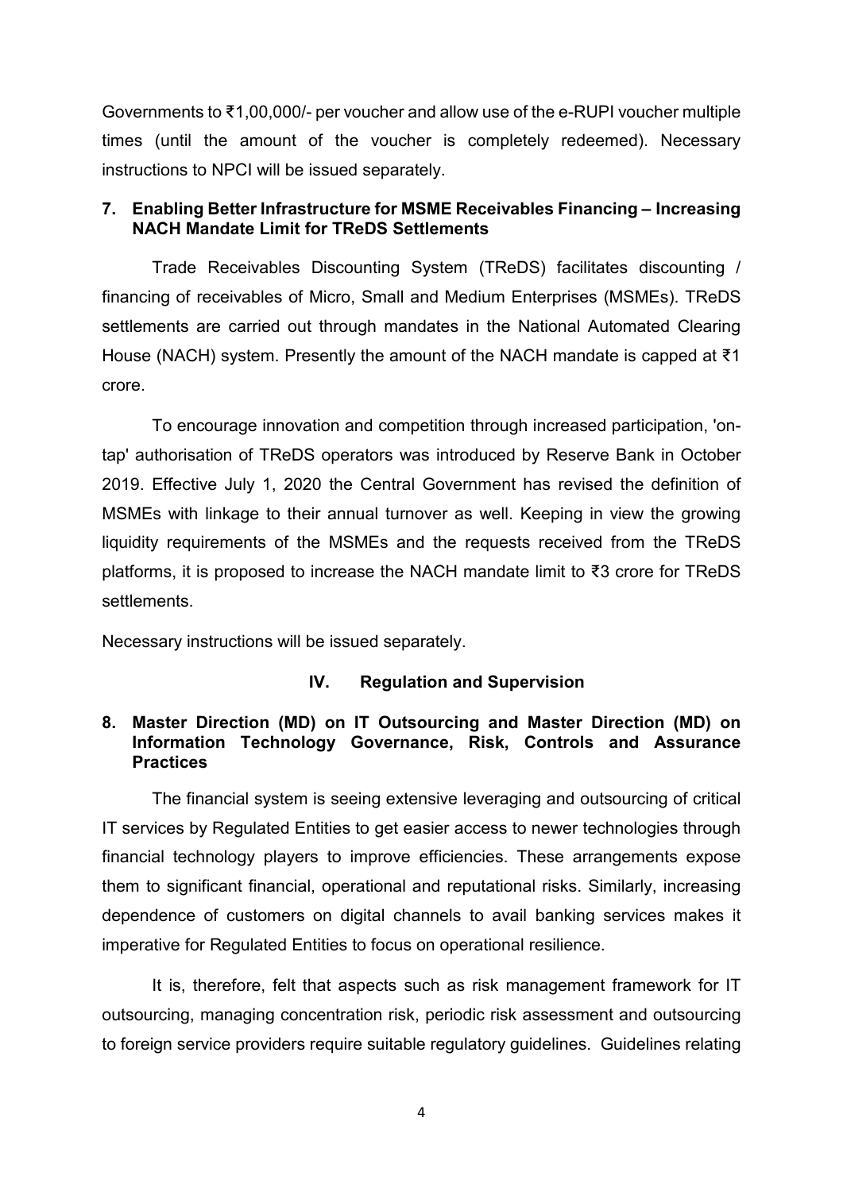Governments to ₹1,00,000/- per voucher and allow use of the e-RUPI voucher multiple times (until the amount of the voucher is completely redeemed). Necessary instructions to NPCI will be issued separately.

### 7. Enabling Better Infrastructure for MSME Receivables Financing – Increasing NACH Mandate Limit for TReDS Settlements

Trade Receivables Discounting System (TReDS) facilitates discounting / financing of receivables of Micro, Small and Medium Enterprises (MSMEs). TReDS settlements are carried out through mandates in the National Automated Clearing House (NACH) system. Presently the amount of the NACH mandate is capped at ₹1 crore.

To encourage innovation and competition through increased participation, 'on-tap' authorisation of TReDS operators was introduced by Reserve Bank in October 2019. Effective July 1, 2020 the Central Government has revised the definition of MSMEs with linkage to their annual turnover as well. Keeping in view the growing liquidity requirements of the MSMEs and the requests received from the TReDS platforms, it is proposed to increase the NACH mandate limit to ₹3 crore for TReDS settlements.

Necessary instructions will be issued separately.

## IV. Regulation and Supervision

### 8. Master Direction (MD) on IT Outsourcing and Master Direction (MD) on Information Technology Governance, Risk, Controls and Assurance Practices

The financial system is seeing extensive leveraging and outsourcing of critical IT services by Regulated Entities to get easier access to newer technologies through financial technology players to improve efficiencies. These arrangements expose them to significant financial, operational and reputational risks. Similarly, increasing dependence of customers on digital channels to avail banking services makes it imperative for Regulated Entities to focus on operational resilience.

It is, therefore, felt that aspects such as risk management framework for IT outsourcing, managing concentration risk, periodic risk assessment and outsourcing to foreign service providers require suitable regulatory guidelines. Guidelines relating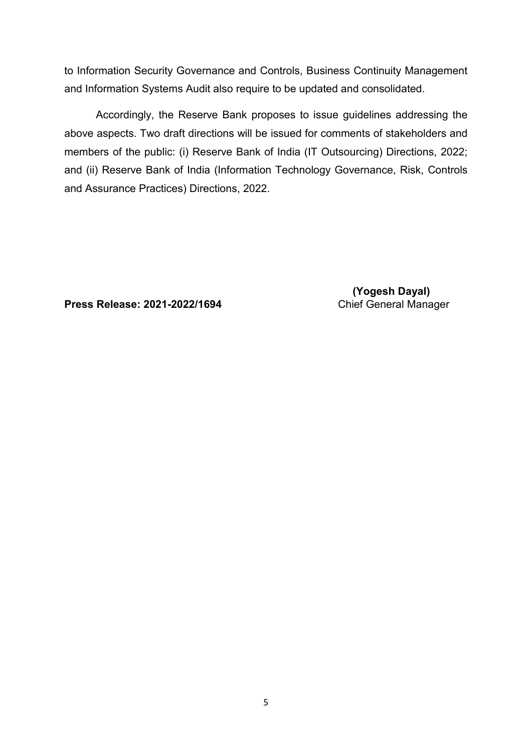to Information Security Governance and Controls, Business Continuity Management and Information Systems Audit also require to be updated and consolidated.

Accordingly, the Reserve Bank proposes to issue guidelines addressing the above aspects. Two draft directions will be issued for comments of stakeholders and members of the public: (i) Reserve Bank of India (IT Outsourcing) Directions, 2022; and (ii) Reserve Bank of India (Information Technology Governance, Risk, Controls and Assurance Practices) Directions, 2022.

**(Yogesh Dayal)**
Chief General Manager

**Press Release: 2021-2022/1694**